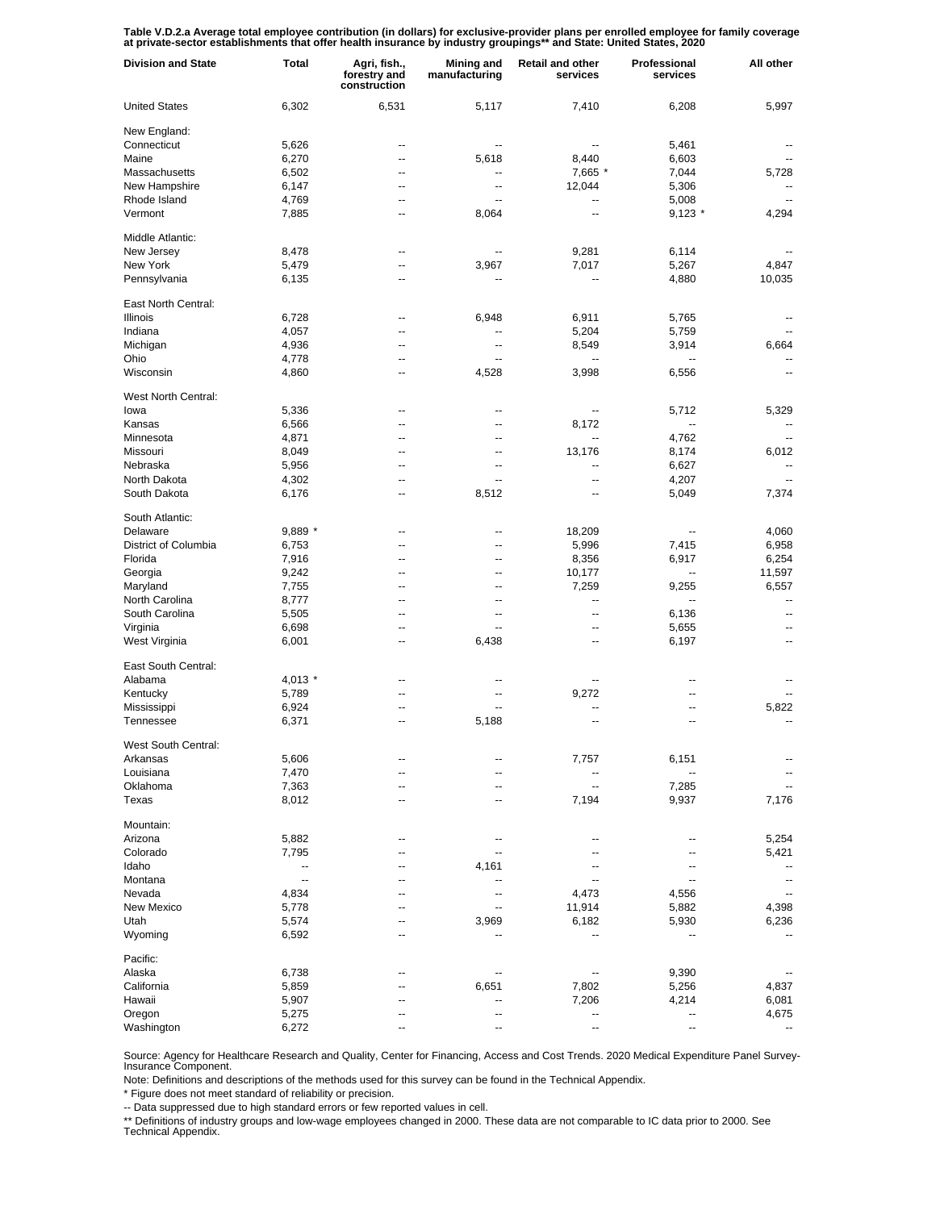**Table V.D.2.a Average total employee contribution (in dollars) for exclusive-provider plans per enrolled employee for family coverage at private-sector establishments that offer health insurance by industry groupings** and State: United States, 2020**

| Division and State | Total | Agri, fish., forestry and construction | Mining and manufacturing | Retail and other services | Professional services | All other |
|---|---|---|---|---|---|---|
| United States | 6,302 | 6,531 | 5,117 | 7,410 | 6,208 | 5,997 |
| New England: | | | | | | |
| Connecticut | 5,626 | -- | -- | -- | 5,461 | -- |
| Maine | 6,270 | -- | 5,618 | 8,440 | 6,603 | -- |
| Massachusetts | 6,502 | -- | -- | 7,665 * | 7,044 | 5,728 |
| New Hampshire | 6,147 | -- | -- | 12,044 | 5,306 | -- |
| Rhode Island | 4,769 | -- | -- | -- | 5,008 | -- |
| Vermont | 7,885 | -- | 8,064 | -- | 9,123 * | 4,294 |
| Middle Atlantic: | | | | | | |
| New Jersey | 8,478 | -- | -- | 9,281 | 6,114 | -- |
| New York | 5,479 | -- | 3,967 | 7,017 | 5,267 | 4,847 |
| Pennsylvania | 6,135 | -- | -- | -- | 4,880 | 10,035 |
| East North Central: | | | | | | |
| Illinois | 6,728 | -- | 6,948 | 6,911 | 5,765 | -- |
| Indiana | 4,057 | -- | -- | 5,204 | 5,759 | -- |
| Michigan | 4,936 | -- | -- | 8,549 | 3,914 | 6,664 |
| Ohio | 4,778 | -- | -- | -- | -- | -- |
| Wisconsin | 4,860 | -- | 4,528 | 3,998 | 6,556 | -- |
| West North Central: | | | | | | |
| Iowa | 5,336 | -- | -- | -- | 5,712 | 5,329 |
| Kansas | 6,566 | -- | -- | 8,172 | -- | -- |
| Minnesota | 4,871 | -- | -- | -- | 4,762 | -- |
| Missouri | 8,049 | -- | -- | 13,176 | 8,174 | 6,012 |
| Nebraska | 5,956 | -- | -- | -- | 6,627 | -- |
| North Dakota | 4,302 | -- | -- | -- | 4,207 | -- |
| South Dakota | 6,176 | -- | 8,512 | -- | 5,049 | 7,374 |
| South Atlantic: | | | | | | |
| Delaware | 9,889 * | -- | -- | 18,209 | -- | 4,060 |
| District of Columbia | 6,753 | -- | -- | 5,996 | 7,415 | 6,958 |
| Florida | 7,916 | -- | -- | 8,356 | 6,917 | 6,254 |
| Georgia | 9,242 | -- | -- | 10,177 | -- | 11,597 |
| Maryland | 7,755 | -- | -- | 7,259 | 9,255 | 6,557 |
| North Carolina | 8,777 | -- | -- | -- | -- | -- |
| South Carolina | 5,505 | -- | -- | -- | 6,136 | -- |
| Virginia | 6,698 | -- | -- | -- | 5,655 | -- |
| West Virginia | 6,001 | -- | 6,438 | -- | 6,197 | -- |
| East South Central: | | | | | | |
| Alabama | 4,013 * | -- | -- | -- | -- | -- |
| Kentucky | 5,789 | -- | -- | 9,272 | -- | -- |
| Mississippi | 6,924 | -- | -- | -- | -- | 5,822 |
| Tennessee | 6,371 | -- | 5,188 | -- | -- | -- |
| West South Central: | | | | | | |
| Arkansas | 5,606 | -- | -- | 7,757 | 6,151 | -- |
| Louisiana | 7,470 | -- | -- | -- | -- | -- |
| Oklahoma | 7,363 | -- | -- | -- | 7,285 | -- |
| Texas | 8,012 | -- | -- | 7,194 | 9,937 | 7,176 |
| Mountain: | | | | | | |
| Arizona | 5,882 | -- | -- | -- | -- | 5,254 |
| Colorado | 7,795 | -- | -- | -- | -- | 5,421 |
| Idaho | -- | -- | 4,161 | -- | -- | -- |
| Montana | -- | -- | -- | -- | -- | -- |
| Nevada | 4,834 | -- | -- | 4,473 | 4,556 | -- |
| New Mexico | 5,778 | -- | -- | 11,914 | 5,882 | 4,398 |
| Utah | 5,574 | -- | 3,969 | 6,182 | 5,930 | 6,236 |
| Wyoming | 6,592 | -- | -- | -- | -- | -- |
| Pacific: | | | | | | |
| Alaska | 6,738 | -- | -- | -- | 9,390 | -- |
| California | 5,859 | -- | 6,651 | 7,802 | 5,256 | 4,837 |
| Hawaii | 5,907 | -- | -- | 7,206 | 4,214 | 6,081 |
| Oregon | 5,275 | -- | -- | -- | -- | 4,675 |
| Washington | 6,272 | -- | -- | -- | -- | -- |

Source: Agency for Healthcare Research and Quality, Center for Financing, Access and Cost Trends. 2020 Medical Expenditure Panel Survey-Insurance Component.

Note: Definitions and descriptions of the methods used for this survey can be found in the Technical Appendix.

* Figure does not meet standard of reliability or precision.

-- Data suppressed due to high standard errors or few reported values in cell.

** Definitions of industry groups and low-wage employees changed in 2000. These data are not comparable to IC data prior to 2000. See Technical Appendix.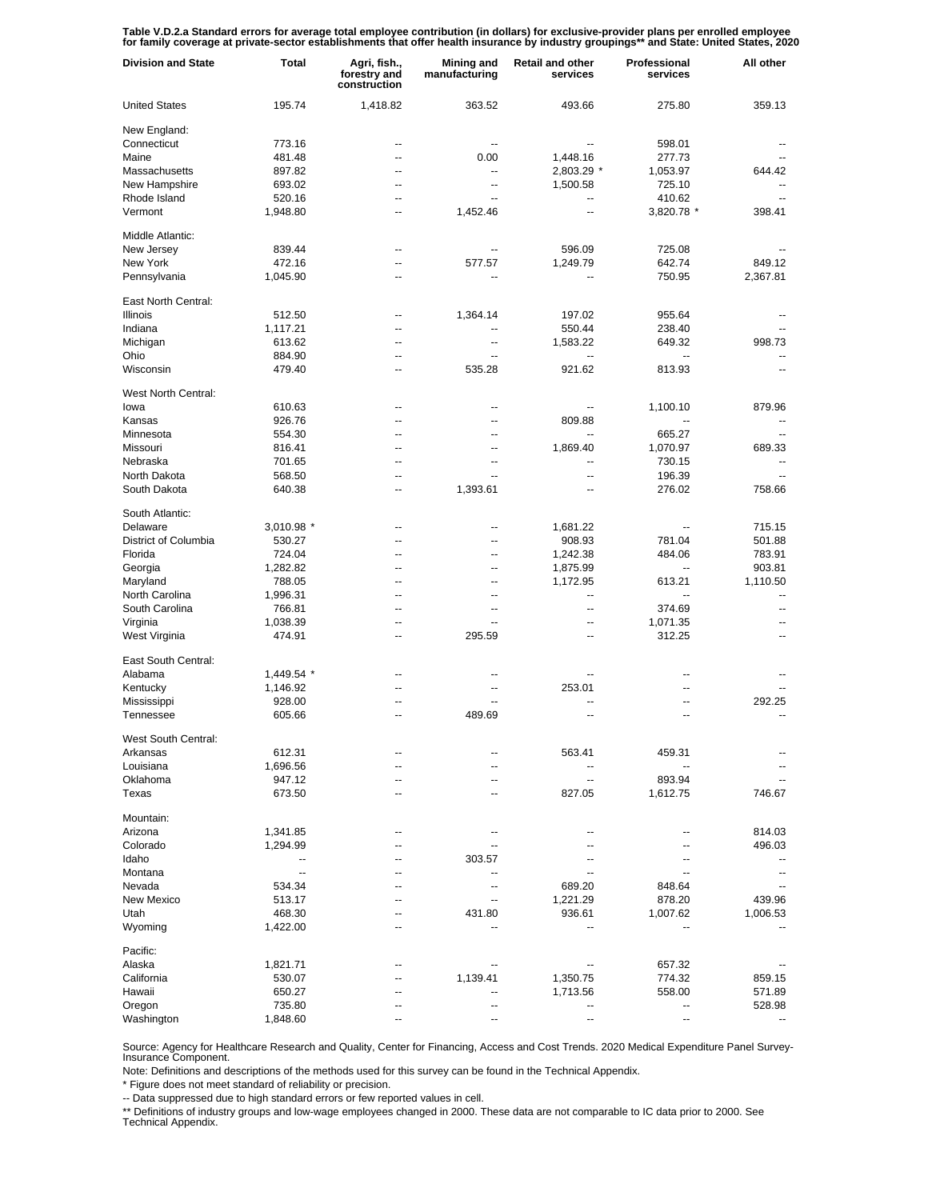**Table V.D.2.a Standard errors for average total employee contribution (in dollars) for exclusive-provider plans per enrolled employee for family coverage at private-sector establishments that offer health insurance by industry groupings** and State: United States, 2020**

| Division and State | Total | Agri, fish., forestry and construction | Mining and manufacturing | Retail and other services | Professional services | All other |
|---|---|---|---|---|---|---|
| United States | 195.74 | 1,418.82 | 363.52 | 493.66 | 275.80 | 359.13 |
| New England: | | | | | | |
| Connecticut | 773.16 | -- | -- | -- | 598.01 | -- |
| Maine | 481.48 | -- | 0.00 | 1,448.16 | 277.73 | -- |
| Massachusetts | 897.82 | -- | -- | 2,803.29 * | 1,053.97 | 644.42 |
| New Hampshire | 693.02 | -- | -- | 1,500.58 | 725.10 | -- |
| Rhode Island | 520.16 | -- | -- | -- | 410.62 | -- |
| Vermont | 1,948.80 | -- | 1,452.46 | -- | 3,820.78 * | 398.41 |
| Middle Atlantic: | | | | | | |
| New Jersey | 839.44 | -- | -- | 596.09 | 725.08 | -- |
| New York | 472.16 | -- | 577.57 | 1,249.79 | 642.74 | 849.12 |
| Pennsylvania | 1,045.90 | -- | -- | -- | 750.95 | 2,367.81 |
| East North Central: | | | | | | |
| Illinois | 512.50 | -- | 1,364.14 | 197.02 | 955.64 | -- |
| Indiana | 1,117.21 | -- | -- | 550.44 | 238.40 | -- |
| Michigan | 613.62 | -- | -- | 1,583.22 | 649.32 | 998.73 |
| Ohio | 884.90 | -- | -- | -- | -- | -- |
| Wisconsin | 479.40 | -- | 535.28 | 921.62 | 813.93 | -- |
| West North Central: | | | | | | |
| Iowa | 610.63 | -- | -- | -- | 1,100.10 | 879.96 |
| Kansas | 926.76 | -- | -- | 809.88 | -- | -- |
| Minnesota | 554.30 | -- | -- | -- | 665.27 | -- |
| Missouri | 816.41 | -- | -- | 1,869.40 | 1,070.97 | 689.33 |
| Nebraska | 701.65 | -- | -- | -- | 730.15 | -- |
| North Dakota | 568.50 | -- | -- | -- | 196.39 | -- |
| South Dakota | 640.38 | -- | 1,393.61 | -- | 276.02 | 758.66 |
| South Atlantic: | | | | | | |
| Delaware | 3,010.98 * | -- | -- | 1,681.22 | -- | 715.15 |
| District of Columbia | 530.27 | -- | -- | 908.93 | 781.04 | 501.88 |
| Florida | 724.04 | -- | -- | 1,242.38 | 484.06 | 783.91 |
| Georgia | 1,282.82 | -- | -- | 1,875.99 | -- | 903.81 |
| Maryland | 788.05 | -- | -- | 1,172.95 | 613.21 | 1,110.50 |
| North Carolina | 1,996.31 | -- | -- | -- | -- | -- |
| South Carolina | 766.81 | -- | -- | -- | 374.69 | -- |
| Virginia | 1,038.39 | -- | -- | -- | 1,071.35 | -- |
| West Virginia | 474.91 | -- | 295.59 | -- | 312.25 | -- |
| East South Central: | | | | | | |
| Alabama | 1,449.54 * | -- | -- | -- | -- | -- |
| Kentucky | 1,146.92 | -- | -- | 253.01 | -- | -- |
| Mississippi | 928.00 | -- | -- | -- | -- | 292.25 |
| Tennessee | 605.66 | -- | 489.69 | -- | -- | -- |
| West South Central: | | | | | | |
| Arkansas | 612.31 | -- | -- | 563.41 | 459.31 | -- |
| Louisiana | 1,696.56 | -- | -- | -- | -- | -- |
| Oklahoma | 947.12 | -- | -- | -- | 893.94 | -- |
| Texas | 673.50 | -- | -- | 827.05 | 1,612.75 | 746.67 |
| Mountain: | | | | | | |
| Arizona | 1,341.85 | -- | -- | -- | -- | 814.03 |
| Colorado | 1,294.99 | -- | -- | -- | -- | 496.03 |
| Idaho | -- | -- | 303.57 | -- | -- | -- |
| Montana | -- | -- | -- | -- | -- | -- |
| Nevada | 534.34 | -- | -- | 689.20 | 848.64 | -- |
| New Mexico | 513.17 | -- | -- | 1,221.29 | 878.20 | 439.96 |
| Utah | 468.30 | -- | 431.80 | 936.61 | 1,007.62 | 1,006.53 |
| Wyoming | 1,422.00 | -- | -- | -- | -- | -- |
| Pacific: | | | | | | |
| Alaska | 1,821.71 | -- | -- | -- | 657.32 | -- |
| California | 530.07 | -- | 1,139.41 | 1,350.75 | 774.32 | 859.15 |
| Hawaii | 650.27 | -- | -- | 1,713.56 | 558.00 | 571.89 |
| Oregon | 735.80 | -- | -- | -- | -- | 528.98 |
| Washington | 1,848.60 | -- | -- | -- | -- | -- |

Source: Agency for Healthcare Research and Quality, Center for Financing, Access and Cost Trends. 2020 Medical Expenditure Panel Survey-Insurance Component.

Note: Definitions and descriptions of the methods used for this survey can be found in the Technical Appendix.

* Figure does not meet standard of reliability or precision.

-- Data suppressed due to high standard errors or few reported values in cell.

** Definitions of industry groups and low-wage employees changed in 2000. These data are not comparable to IC data prior to 2000. See Technical Appendix.